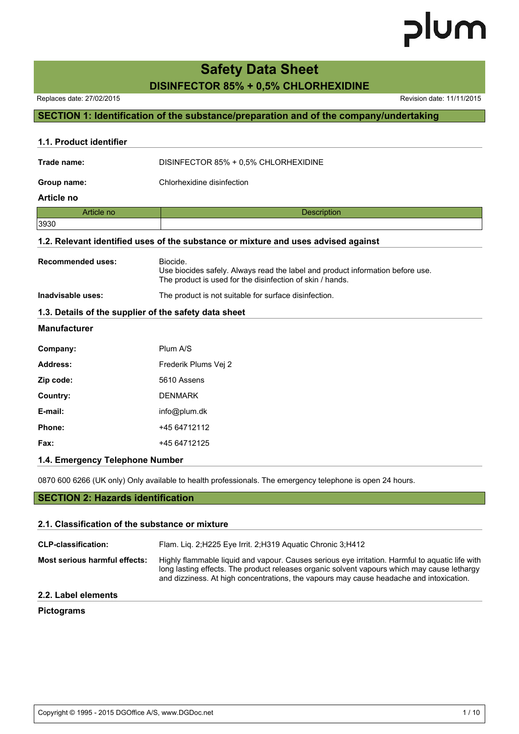# Safety Data Sheet

## DISINFECTOR 85% + 0,5% CHLORHEXIDINE

Replaces date: 27/02/2015

Revision date: 11/11/2015

## SECTION 1: Identification of the substance/preparation and of the company/undertaking

### 1.1. Product identifier

**Trade name:** DISINFECTOR 85% + 0,5% CHLORHEXIDINE

**Group name:** Chlorhexidine disinfection

**Article no**

| Article no | Description |
|---|---|
| 3930 | |

### 1.2. Relevant identified uses of the substance or mixture and uses advised against

**Recommended uses:** Biocide.
Use biocides safely. Always read the label and product information before use.
The product is used for the disinfection of skin / hands.

**Inadvisable uses:** The product is not suitable for surface disinfection.

### 1.3. Details of the supplier of the safety data sheet

**Manufacturer**

**Company:** Plum A/S

**Address:** Frederik Plums Vej 2

**Zip code:** 5610 Assens

**Country:** DENMARK

**E-mail:** info@plum.dk

**Phone:** +45 64712112

**Fax:** +45 64712125

### 1.4. Emergency Telephone Number

0870 600 6266 (UK only) Only available to health professionals. The emergency telephone is open 24 hours.

## SECTION 2: Hazards identification

### 2.1. Classification of the substance or mixture

**CLP-classification:** Flam. Liq. 2;H225 Eye Irrit. 2;H319 Aquatic Chronic 3;H412

**Most serious harmful effects:** Highly flammable liquid and vapour. Causes serious eye irritation. Harmful to aquatic life with long lasting effects. The product releases organic solvent vapours which may cause lethargy and dizziness. At high concentrations, the vapours may cause headache and intoxication.

### 2.2. Label elements

**Pictograms**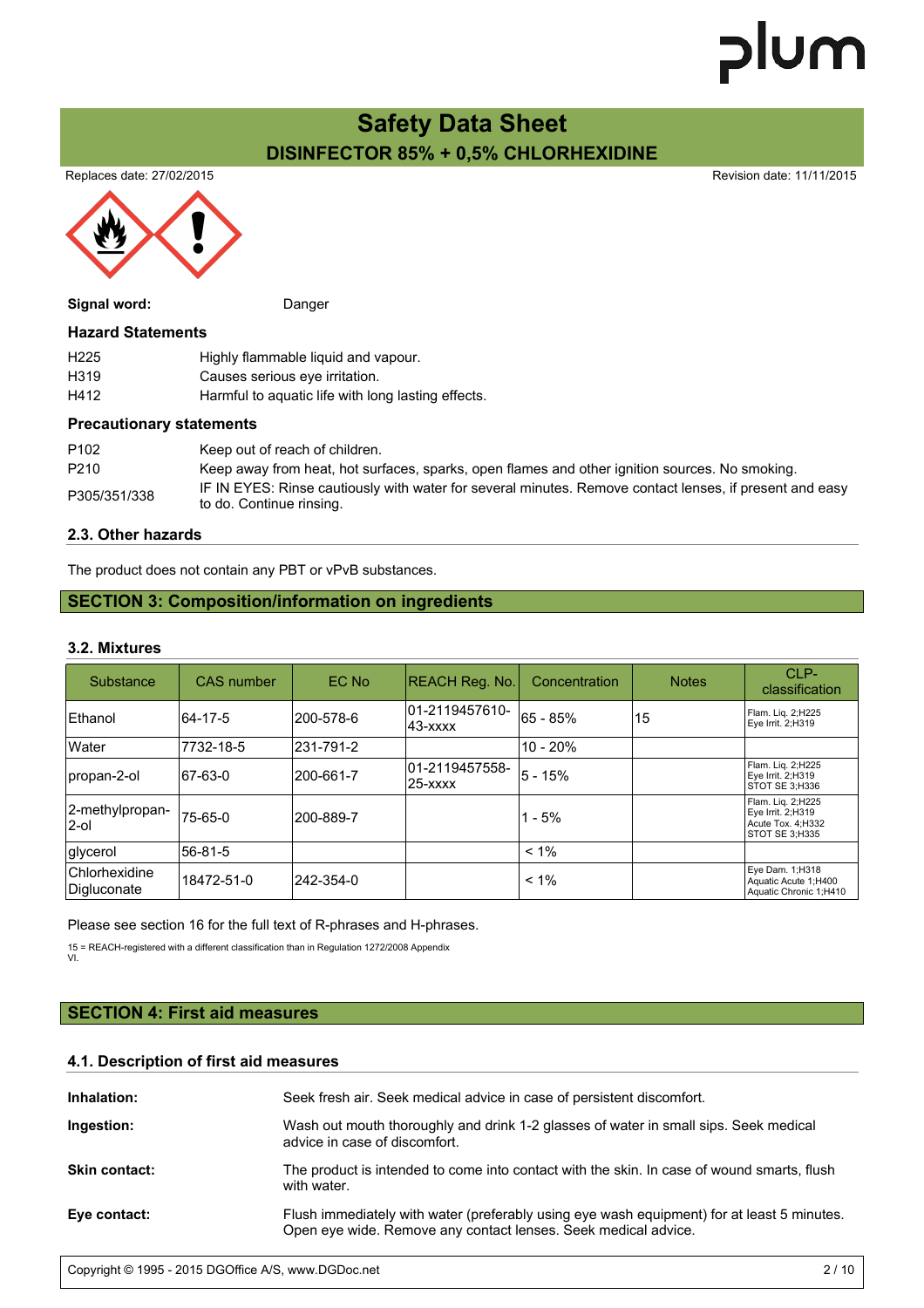# Safety Data Sheet

## DISINFECTOR 85% + 0,5% CHLORHEXIDINE

Replaces date: 27/02/2015 Revision date: 11/11/2015

**Signal word:** Danger

### Hazard Statements

| | |
|---|---|
| H225 | Highly flammable liquid and vapour. |
| H319 | Causes serious eye irritation. |
| H412 | Harmful to aquatic life with long lasting effects. |

### Precautionary statements

| | |
|---|---|
| P102 | Keep out of reach of children. |
| P210 | Keep away from heat, hot surfaces, sparks, open flames and other ignition sources. No smoking. |
| P305/351/338 | IF IN EYES: Rinse cautiously with water for several minutes. Remove contact lenses, if present and easy to do. Continue rinsing. |

### 2.3. Other hazards

The product does not contain any PBT or vPvB substances.

## SECTION 3: Composition/information on ingredients

### 3.2. Mixtures

| Substance | CAS number | EC No | REACH Reg. No. | Concentration | Notes | CLP-classification |
|---|---|---|---|---|---|---|
| Ethanol | 64-17-5 | 200-578-6 | 01-2119457610-43-xxxx | 65 - 85% | 15 | Flam. Liq. 2;H225<br>Eye Irrit. 2;H319 |
| Water | 7732-18-5 | 231-791-2 | | 10 - 20% | | |
| propan-2-ol | 67-63-0 | 200-661-7 | 01-2119457558-25-xxxx | 5 - 15% | | Flam. Liq. 2;H225<br>Eye Irrit. 2;H319<br>STOT SE 3;H336 |
| 2-methylpropan-2-ol | 75-65-0 | 200-889-7 | | 1 - 5% | | Flam. Liq. 2;H225<br>Eye Irrit. 2;H319<br>Acute Tox. 4;H332<br>STOT SE 3;H335 |
| glycerol | 56-81-5 | | | < 1% | | |
| Chlorhexidine Digluconate | 18472-51-0 | 242-354-0 | | < 1% | | Eye Dam. 1;H318<br>Aquatic Acute 1;H400<br>Aquatic Chronic 1;H410 |

Please see section 16 for the full text of R-phrases and H-phrases.

15 = REACH-registered with a different classification than in Regulation 1272/2008 Appendix VI.

## SECTION 4: First aid measures

### 4.1. Description of first aid measures

**Inhalation:** Seek fresh air. Seek medical advice in case of persistent discomfort.

**Ingestion:** Wash out mouth thoroughly and drink 1-2 glasses of water in small sips. Seek medical advice in case of discomfort.

**Skin contact:** The product is intended to come into contact with the skin. In case of wound smarts, flush with water.

**Eye contact:** Flush immediately with water (preferably using eye wash equipment) for at least 5 minutes. Open eye wide. Remove any contact lenses. Seek medical advice.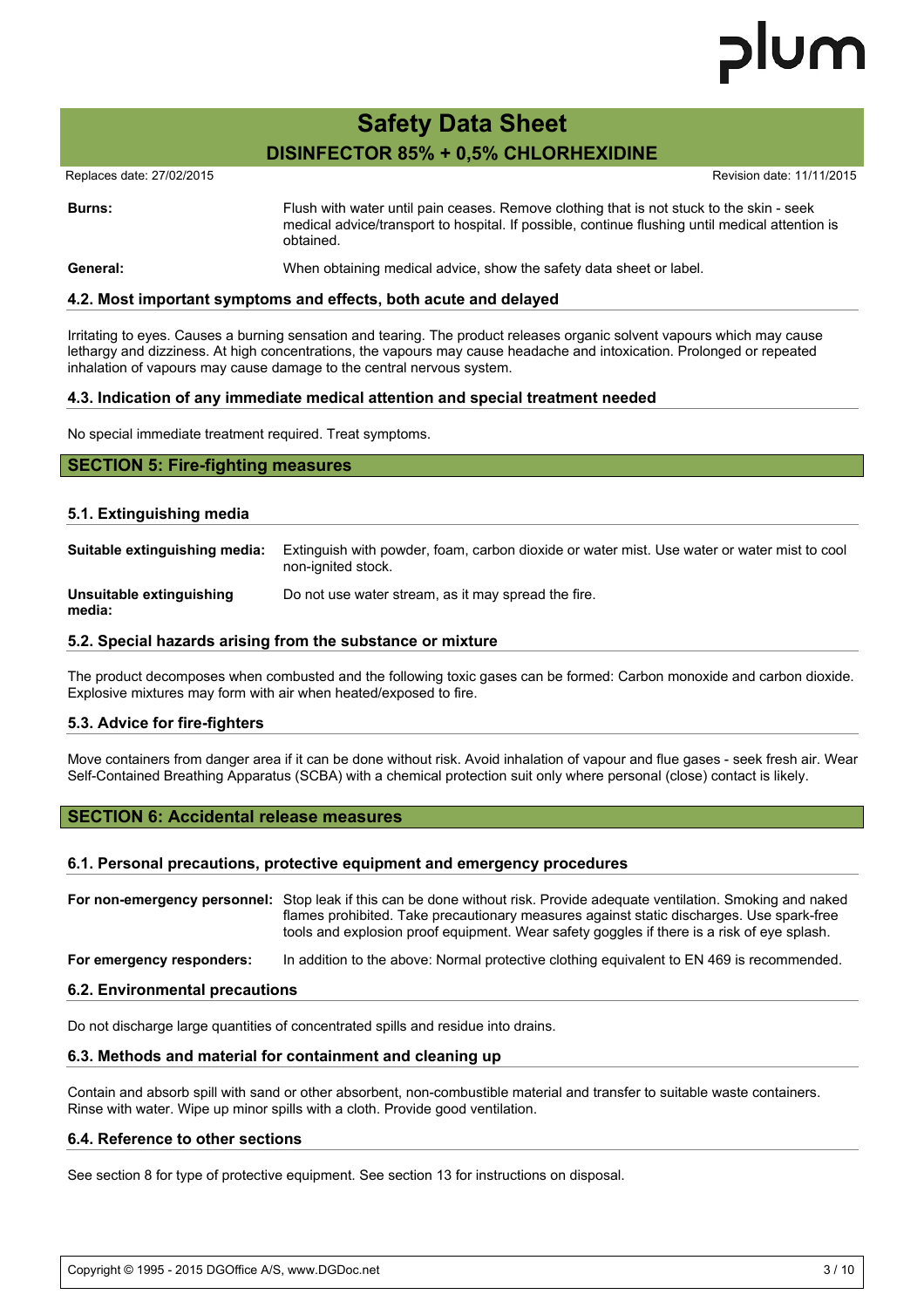**Burns:** Flush with water until pain ceases. Remove clothing that is not stuck to the skin - seek medical advice/transport to hospital. If possible, continue flushing until medical attention is obtained.

**General:** When obtaining medical advice, show the safety data sheet or label.

### 4.2. Most important symptoms and effects, both acute and delayed

Irritating to eyes. Causes a burning sensation and tearing. The product releases organic solvent vapours which may cause lethargy and dizziness. At high concentrations, the vapours may cause headache and intoxication. Prolonged or repeated inhalation of vapours may cause damage to the central nervous system.

### 4.3. Indication of any immediate medical attention and special treatment needed

No special immediate treatment required. Treat symptoms.

## SECTION 5: Fire-fighting measures

### 5.1. Extinguishing media

**Suitable extinguishing media:** Extinguish with powder, foam, carbon dioxide or water mist. Use water or water mist to cool non-ignited stock.

**Unsuitable extinguishing media:** Do not use water stream, as it may spread the fire.

### 5.2. Special hazards arising from the substance or mixture

The product decomposes when combusted and the following toxic gases can be formed: Carbon monoxide and carbon dioxide. Explosive mixtures may form with air when heated/exposed to fire.

### 5.3. Advice for fire-fighters

Move containers from danger area if it can be done without risk. Avoid inhalation of vapour and flue gases - seek fresh air. Wear Self-Contained Breathing Apparatus (SCBA) with a chemical protection suit only where personal (close) contact is likely.

## SECTION 6: Accidental release measures

### 6.1. Personal precautions, protective equipment and emergency procedures

**For non-emergency personnel:** Stop leak if this can be done without risk. Provide adequate ventilation. Smoking and naked flames prohibited. Take precautionary measures against static discharges. Use spark-free tools and explosion proof equipment. Wear safety goggles if there is a risk of eye splash.

**For emergency responders:** In addition to the above: Normal protective clothing equivalent to EN 469 is recommended.

### 6.2. Environmental precautions

Do not discharge large quantities of concentrated spills and residue into drains.

### 6.3. Methods and material for containment and cleaning up

Contain and absorb spill with sand or other absorbent, non-combustible material and transfer to suitable waste containers. Rinse with water. Wipe up minor spills with a cloth. Provide good ventilation.

### 6.4. Reference to other sections

See section 8 for type of protective equipment. See section 13 for instructions on disposal.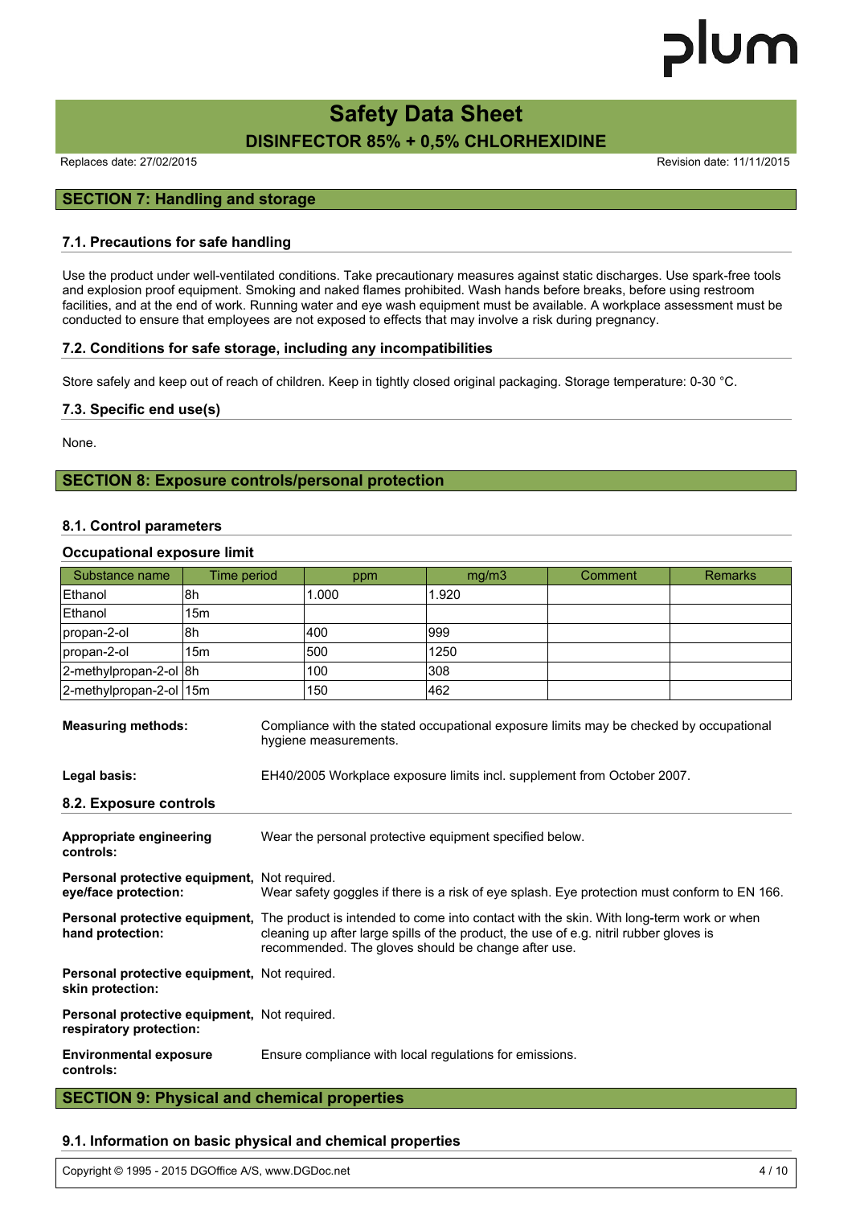## SECTION 7: Handling and storage

### 7.1. Precautions for safe handling

Use the product under well-ventilated conditions. Take precautionary measures against static discharges. Use spark-free tools and explosion proof equipment. Smoking and naked flames prohibited. Wash hands before breaks, before using restroom facilities, and at the end of work. Running water and eye wash equipment must be available. A workplace assessment must be conducted to ensure that employees are not exposed to effects that may involve a risk during pregnancy.

### 7.2. Conditions for safe storage, including any incompatibilities

Store safely and keep out of reach of children. Keep in tightly closed original packaging. Storage temperature: 0-30 °C.

### 7.3. Specific end use(s)

None.

## SECTION 8: Exposure controls/personal protection

### 8.1. Control parameters

**Occupational exposure limit**

| Substance name | Time period | ppm | mg/m3 | Comment | Remarks |
|---|---|---|---|---|---|
| Ethanol | 8h | 1.000 | 1.920 | | |
| Ethanol | 15m | | | | |
| propan-2-ol | 8h | 400 | 999 | | |
| propan-2-ol | 15m | 500 | 1250 | | |
| 2-methylpropan-2-ol | 8h | 100 | 308 | | |
| 2-methylpropan-2-ol | 15m | 150 | 462 | | |

**Measuring methods:** Compliance with the stated occupational exposure limits may be checked by occupational hygiene measurements.

**Legal basis:** EH40/2005 Workplace exposure limits incl. supplement from October 2007.

### 8.2. Exposure controls

**Appropriate engineering controls:** Wear the personal protective equipment specified below.

**Personal protective equipment, eye/face protection:** Not required.
Wear safety goggles if there is a risk of eye splash. Eye protection must conform to EN 166.

**Personal protective equipment, hand protection:** The product is intended to come into contact with the skin. With long-term work or when cleaning up after large spills of the product, the use of e.g. nitril rubber gloves is recommended. The gloves should be change after use.

**Personal protective equipment, skin protection:** Not required.

**Personal protective equipment, respiratory protection:** Not required.

**Environmental exposure controls:** Ensure compliance with local regulations for emissions.

## SECTION 9: Physical and chemical properties

### 9.1. Information on basic physical and chemical properties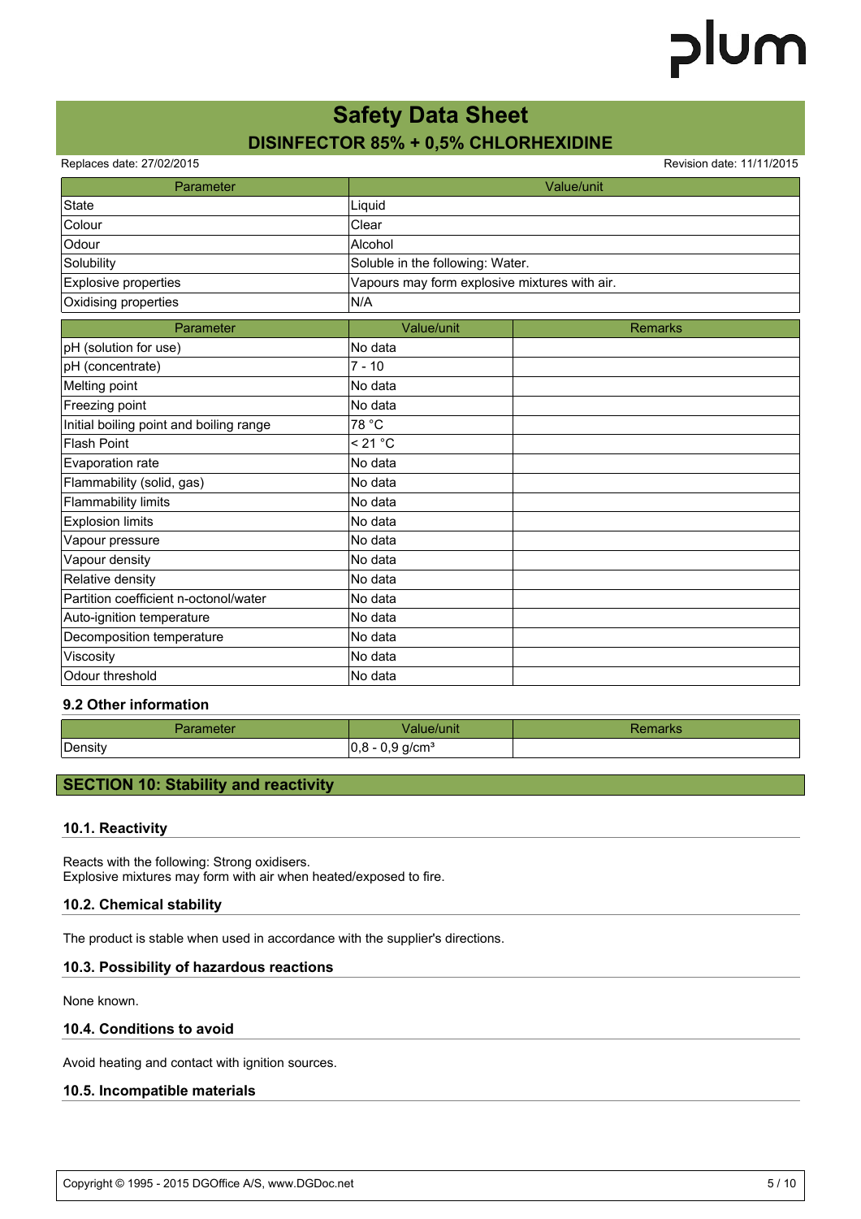| Parameter | Value/unit |
|---|---|
| State | Liquid |
| Colour | Clear |
| Odour | Alcohol |
| Solubility | Soluble in the following: Water. |
| Explosive properties | Vapours may form explosive mixtures with air. |
| Oxidising properties | N/A |

| Parameter | Value/unit | Remarks |
|---|---|---|
| pH (solution for use) | No data | |
| pH (concentrate) | 7 - 10 | |
| Melting point | No data | |
| Freezing point | No data | |
| Initial boiling point and boiling range | 78 °C | |
| Flash Point | < 21 °C | |
| Evaporation rate | No data | |
| Flammability (solid, gas) | No data | |
| Flammability limits | No data | |
| Explosion limits | No data | |
| Vapour pressure | No data | |
| Vapour density | No data | |
| Relative density | No data | |
| Partition coefficient n-octonol/water | No data | |
| Auto-ignition temperature | No data | |
| Decomposition temperature | No data | |
| Viscosity | No data | |
| Odour threshold | No data | |

### 9.2 Other information

| Parameter | Value/unit | Remarks |
|---|---|---|
| Density | 0,8 - 0,9 g/cm³ | |

## SECTION 10: Stability and reactivity

### 10.1. Reactivity

Reacts with the following: Strong oxidisers.
Explosive mixtures may form with air when heated/exposed to fire.

### 10.2. Chemical stability

The product is stable when used in accordance with the supplier's directions.

### 10.3. Possibility of hazardous reactions

None known.

### 10.4. Conditions to avoid

Avoid heating and contact with ignition sources.

### 10.5. Incompatible materials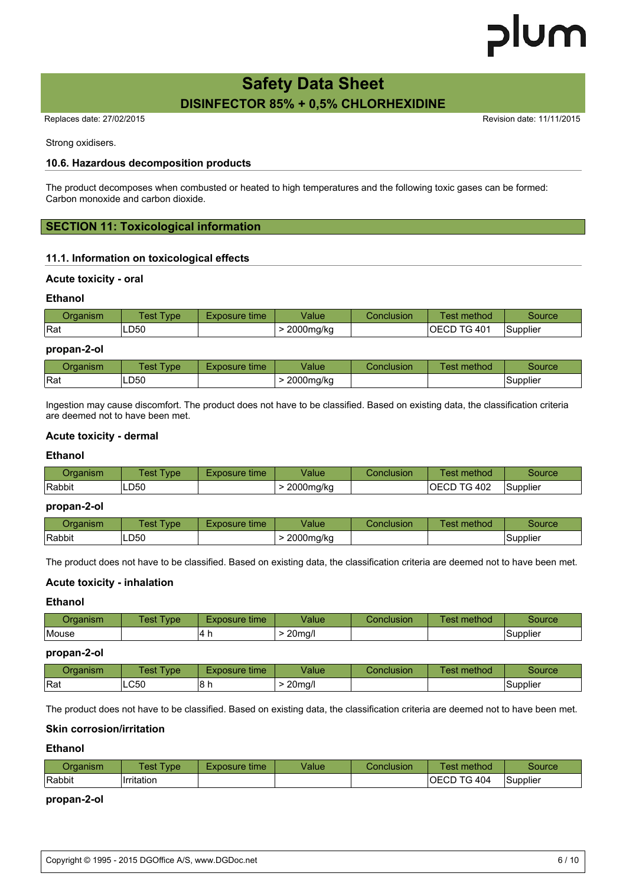Strong oxidisers.

### 10.6. Hazardous decomposition products

The product decomposes when combusted or heated to high temperatures and the following toxic gases can be formed: Carbon monoxide and carbon dioxide.

## SECTION 11: Toxicological information

### 11.1. Information on toxicological effects

**Acute toxicity - oral**

**Ethanol**

| Organism | Test Type | Exposure time | Value | Conclusion | Test method | Source |
|---|---|---|---|---|---|---|
| Rat | LD50 | | > 2000mg/kg | | OECD TG 401 | Supplier |

**propan-2-ol**

| Organism | Test Type | Exposure time | Value | Conclusion | Test method | Source |
|---|---|---|---|---|---|---|
| Rat | LD50 | | > 2000mg/kg | | | Supplier |

Ingestion may cause discomfort. The product does not have to be classified. Based on existing data, the classification criteria are deemed not to have been met.

**Acute toxicity - dermal**

**Ethanol**

| Organism | Test Type | Exposure time | Value | Conclusion | Test method | Source |
|---|---|---|---|---|---|---|
| Rabbit | LD50 | | > 2000mg/kg | | OECD TG 402 | Supplier |

**propan-2-ol**

| Organism | Test Type | Exposure time | Value | Conclusion | Test method | Source |
|---|---|---|---|---|---|---|
| Rabbit | LD50 | | > 2000mg/kg | | | Supplier |

The product does not have to be classified. Based on existing data, the classification criteria are deemed not to have been met.

**Acute toxicity - inhalation**

**Ethanol**

| Organism | Test Type | Exposure time | Value | Conclusion | Test method | Source |
|---|---|---|---|---|---|---|
| Mouse | | 4 h | > 20mg/l | | | Supplier |

**propan-2-ol**

| Organism | Test Type | Exposure time | Value | Conclusion | Test method | Source |
|---|---|---|---|---|---|---|
| Rat | LC50 | 8 h | > 20mg/l | | | Supplier |

The product does not have to be classified. Based on existing data, the classification criteria are deemed not to have been met.

**Skin corrosion/irritation**

**Ethanol**

| Organism | Test Type | Exposure time | Value | Conclusion | Test method | Source |
|---|---|---|---|---|---|---|
| Rabbit | Irritation | | | | OECD TG 404 | Supplier |

**propan-2-ol**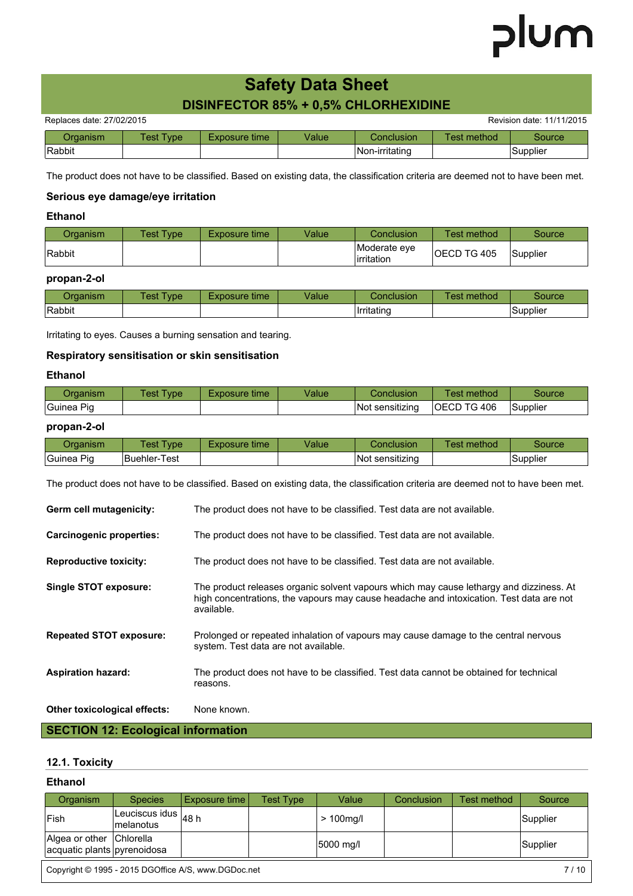| Organism | Test Type | Exposure time | Value | Conclusion | Test method | Source |
|---|---|---|---|---|---|---|
| Rabbit | | | | Non-irritating | | Supplier |

The product does not have to be classified. Based on existing data, the classification criteria are deemed not to have been met.

### Serious eye damage/eye irritation

#### Ethanol

| Organism | Test Type | Exposure time | Value | Conclusion | Test method | Source |
|---|---|---|---|---|---|---|
| Rabbit | | | | Moderate eye irritation | OECD TG 405 | Supplier |

#### propan-2-ol

| Organism | Test Type | Exposure time | Value | Conclusion | Test method | Source |
|---|---|---|---|---|---|---|
| Rabbit | | | | Irritating | | Supplier |

Irritating to eyes. Causes a burning sensation and tearing.

### Respiratory sensitisation or skin sensitisation

#### Ethanol

| Organism | Test Type | Exposure time | Value | Conclusion | Test method | Source |
|---|---|---|---|---|---|---|
| Guinea Pig | | | | Not sensitizing | OECD TG 406 | Supplier |

#### propan-2-ol

| Organism | Test Type | Exposure time | Value | Conclusion | Test method | Source |
|---|---|---|---|---|---|---|
| Guinea Pig | Buehler-Test | | | Not sensitizing | | Supplier |

The product does not have to be classified. Based on existing data, the classification criteria are deemed not to have been met.

**Germ cell mutagenicity:** The product does not have to be classified. Test data are not available.

**Carcinogenic properties:** The product does not have to be classified. Test data are not available.

**Reproductive toxicity:** The product does not have to be classified. Test data are not available.

**Single STOT exposure:** The product releases organic solvent vapours which may cause lethargy and dizziness. At high concentrations, the vapours may cause headache and intoxication. Test data are not available.

**Repeated STOT exposure:** Prolonged or repeated inhalation of vapours may cause damage to the central nervous system. Test data are not available.

**Aspiration hazard:** The product does not have to be classified. Test data cannot be obtained for technical reasons.

**Other toxicological effects:** None known.

## SECTION 12: Ecological information

### 12.1. Toxicity

#### Ethanol

| Organism | Species | Exposure time | Test Type | Value | Conclusion | Test method | Source |
|---|---|---|---|---|---|---|---|
| Fish | Leuciscus idus melanotus | 48 h | | > 100mg/l | | | Supplier |
| Algea or other acquatic plants | Chlorella pyrenoidosa | | | 5000 mg/l | | | Supplier |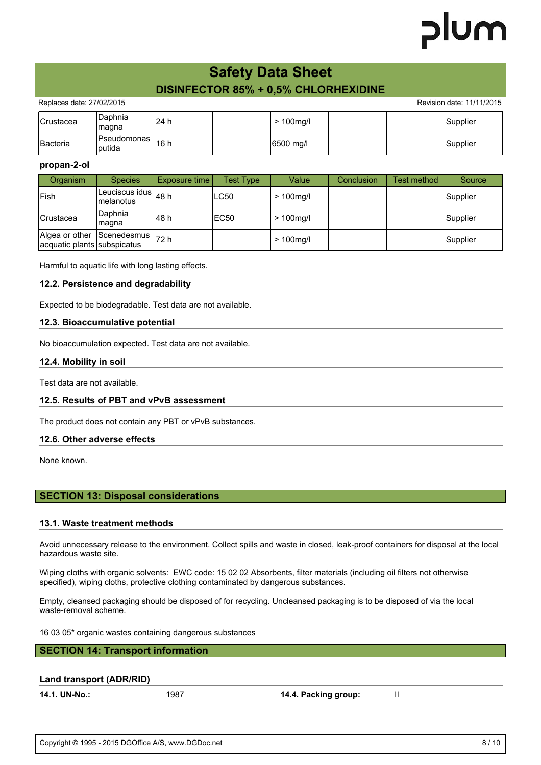| | | | | | | | |
|---|---|---|---|---|---|---|---|
| Crustacea | Daphnia magna | 24 h | | > 100mg/l | | | Supplier |
| Bacteria | Pseudomonas putida | 16 h | | 6500 mg/l | | | Supplier |

**propan-2-ol**

| Organism | Species | Exposure time | Test Type | Value | Conclusion | Test method | Source |
|---|---|---|---|---|---|---|---|
| Fish | Leuciscus idus melanotus | 48 h | LC50 | > 100mg/l | | | Supplier |
| Crustacea | Daphnia magna | 48 h | EC50 | > 100mg/l | | | Supplier |
| Algea or other acquatic plants | Scenedesmus subspicatus | 72 h | | > 100mg/l | | | Supplier |

Harmful to aquatic life with long lasting effects.

### 12.2. Persistence and degradability

Expected to be biodegradable. Test data are not available.

### 12.3. Bioaccumulative potential

No bioaccumulation expected. Test data are not available.

### 12.4. Mobility in soil

Test data are not available.

### 12.5. Results of PBT and vPvB assessment

The product does not contain any PBT or vPvB substances.

### 12.6. Other adverse effects

None known.

## SECTION 13: Disposal considerations

### 13.1. Waste treatment methods

Avoid unnecessary release to the environment. Collect spills and waste in closed, leak-proof containers for disposal at the local hazardous waste site.

Wiping cloths with organic solvents: EWC code: 15 02 02 Absorbents, filter materials (including oil filters not otherwise specified), wiping cloths, protective clothing contaminated by dangerous substances.

Empty, cleansed packaging should be disposed of for recycling. Uncleansed packaging is to be disposed of via the local waste-removal scheme.

16 03 05* organic wastes containing dangerous substances

## SECTION 14: Transport information

### Land transport (ADR/RID)

**14.1. UN-No.:** 1987

**14.4. Packing group:** II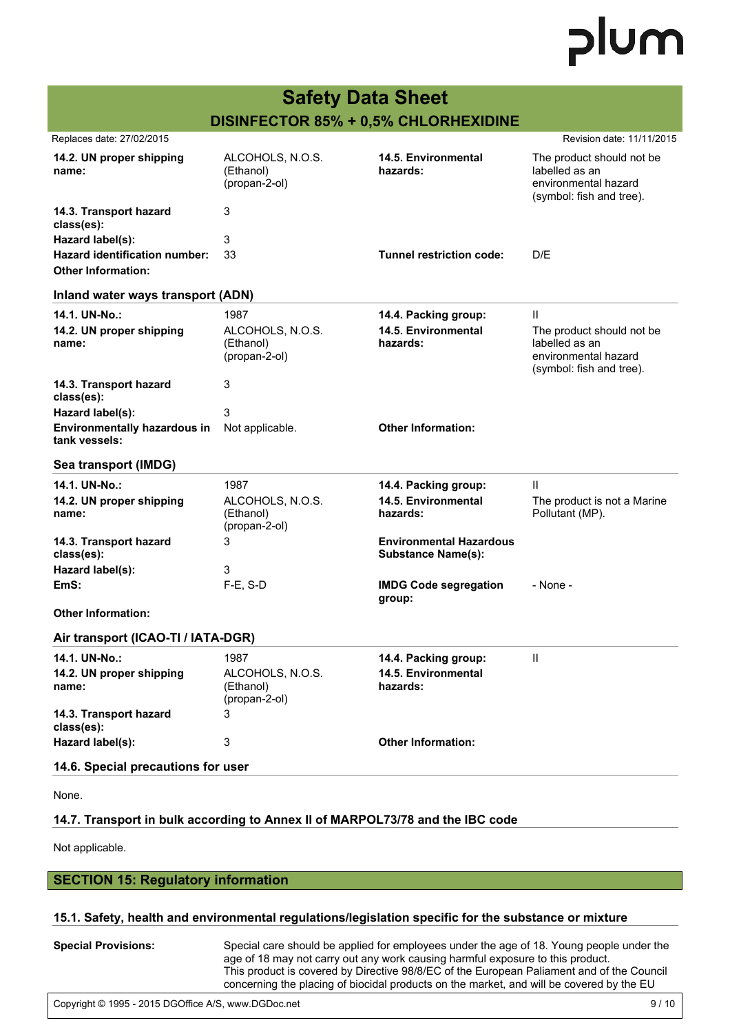| | | | |
|---|---|---|---|
| **14.2. UN proper shipping name:** | ALCOHOLS, N.O.S. (Ethanol) (propan-2-ol) | **14.5. Environmental hazards:** | The product should not be labelled as an environmental hazard (symbol: fish and tree). |
| **14.3. Transport hazard class(es):** | 3 | | |
| **Hazard label(s):** | 3 | | |
| **Hazard identification number:** | 33 | **Tunnel restriction code:** | D/E |
| **Other Information:** | | | |

### Inland water ways transport (ADN)

| | | | |
|---|---|---|---|
| **14.1. UN-No.:** | 1987 | **14.4. Packing group:** | II |
| **14.2. UN proper shipping name:** | ALCOHOLS, N.O.S. (Ethanol) (propan-2-ol) | **14.5. Environmental hazards:** | The product should not be labelled as an environmental hazard (symbol: fish and tree). |
| **14.3. Transport hazard class(es):** | 3 | | |
| **Hazard label(s):** | 3 | | |
| **Environmentally hazardous in tank vessels:** | Not applicable. | **Other Information:** | |

### Sea transport (IMDG)

| | | | |
|---|---|---|---|
| **14.1. UN-No.:** | 1987 | **14.4. Packing group:** | II |
| **14.2. UN proper shipping name:** | ALCOHOLS, N.O.S. (Ethanol) (propan-2-ol) | **14.5. Environmental hazards:** | The product is not a Marine Pollutant (MP). |
| **14.3. Transport hazard class(es):** | 3 | **Environmental Hazardous Substance Name(s):** | |
| **Hazard label(s):** | 3 | | |
| **EmS:** | F-E, S-D | **IMDG Code segregation group:** | - None - |
| **Other Information:** | | | |

### Air transport (ICAO-TI / IATA-DGR)

| | | | |
|---|---|---|---|
| **14.1. UN-No.:** | 1987 | **14.4. Packing group:** | II |
| **14.2. UN proper shipping name:** | ALCOHOLS, N.O.S. (Ethanol) (propan-2-ol) | **14.5. Environmental hazards:** | |
| **14.3. Transport hazard class(es):** | 3 | | |
| **Hazard label(s):** | 3 | **Other Information:** | |

### 14.6. Special precautions for user

None.

### 14.7. Transport in bulk according to Annex II of MARPOL73/78 and the IBC code

Not applicable.

## SECTION 15: Regulatory information

### 15.1. Safety, health and environmental regulations/legislation specific for the substance or mixture

**Special Provisions:** Special care should be applied for employees under the age of 18. Young people under the age of 18 may not carry out any work causing harmful exposure to this product.
This product is covered by Directive 98/8/EC of the European Paliament and of the Council concerning the placing of biocidal products on the market, and will be covered by the EU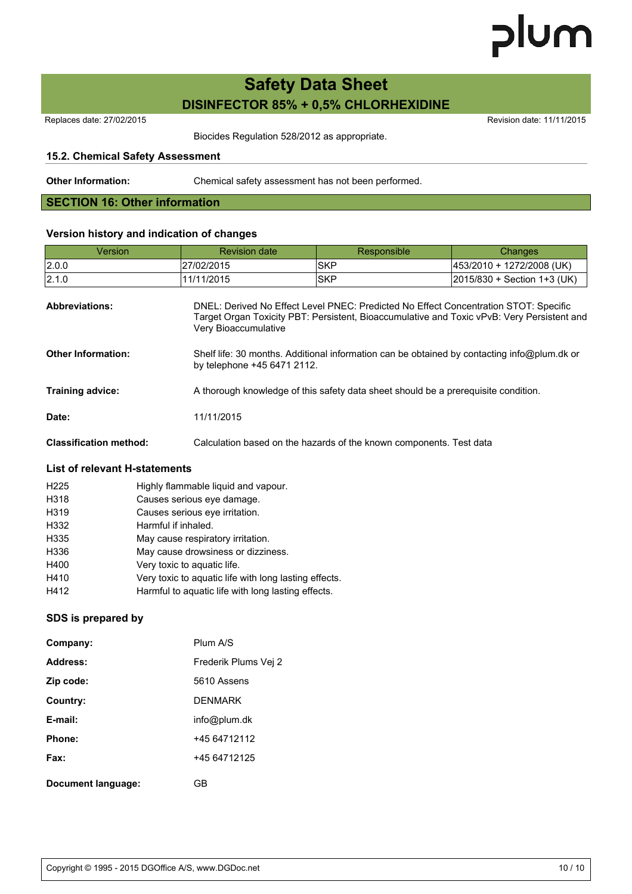Biocides Regulation 528/2012 as appropriate.

### 15.2. Chemical Safety Assessment

**Other Information:** Chemical safety assessment has not been performed.

## SECTION 16: Other information

### Version history and indication of changes

| Version | Revision date | Responsible | Changes |
|---|---|---|---|
| 2.0.0 | 27/02/2015 | SKP | 453/2010 + 1272/2008 (UK) |
| 2.1.0 | 11/11/2015 | SKP | 2015/830 + Section 1+3 (UK) |

**Abbreviations:** DNEL: Derived No Effect Level PNEC: Predicted No Effect Concentration STOT: Specific Target Organ Toxicity PBT: Persistent, Bioaccumulative and Toxic vPvB: Very Persistent and Very Bioaccumulative

**Other Information:** Shelf life: 30 months. Additional information can be obtained by contacting info@plum.dk or by telephone +45 6471 2112.

**Training advice:** A thorough knowledge of this safety data sheet should be a prerequisite condition.

**Date:** 11/11/2015

**Classification method:** Calculation based on the hazards of the known components. Test data

### List of relevant H-statements

| | |
|---|---|
| H225 | Highly flammable liquid and vapour. |
| H318 | Causes serious eye damage. |
| H319 | Causes serious eye irritation. |
| H332 | Harmful if inhaled. |
| H335 | May cause respiratory irritation. |
| H336 | May cause drowsiness or dizziness. |
| H400 | Very toxic to aquatic life. |
| H410 | Very toxic to aquatic life with long lasting effects. |
| H412 | Harmful to aquatic life with long lasting effects. |

### SDS is prepared by

**Company:** Plum A/S

**Address:** Frederik Plums Vej 2

**Zip code:** 5610 Assens

**Country:** DENMARK

**E-mail:** info@plum.dk

**Phone:** +45 64712112

**Fax:** +45 64712125

**Document language:** GB